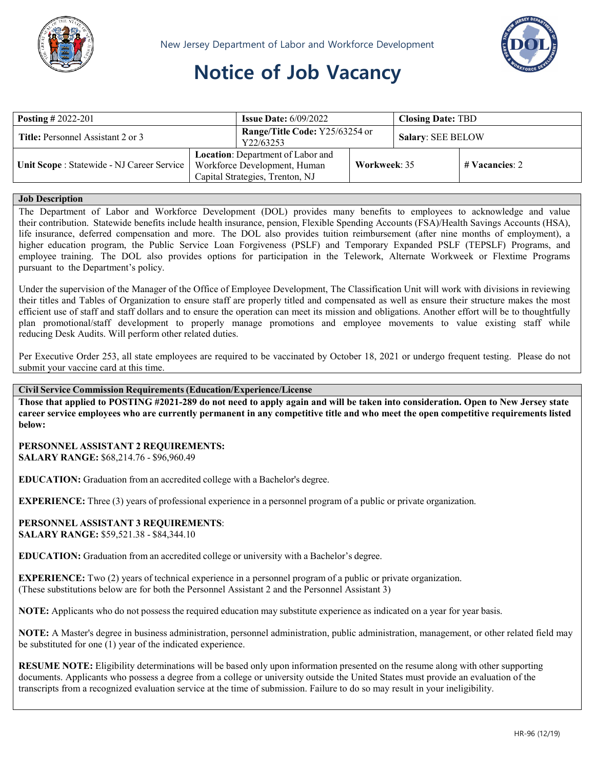New Jersey Department of Labor and Workforce Development

# Notice of Job Vacancy

| **Posting #** 2022-201 | | **Issue Date:** 6/09/2022 | | **Closing Date:** TBD |
|---|---|---|---|---|
| **Title:** Personnel Assistant 2 or 3 | | **Range/Title Code:** Y25/63254 or Y22/63253 | | **Salary**: SEE BELOW |
| **Unit Scope** : Statewide - NJ Career Service | **Location**: Department of Labor and Workforce Development, Human Capital Strategies, Trenton, NJ | | **Workweek**: 35 | **# Vacancies**: 2 |

## Job Description

The Department of Labor and Workforce Development (DOL) provides many benefits to employees to acknowledge and value their contribution. Statewide benefits include health insurance, pension, Flexible Spending Accounts (FSA)/Health Savings Accounts (HSA), life insurance, deferred compensation and more. The DOL also provides tuition reimbursement (after nine months of employment), a higher education program, the Public Service Loan Forgiveness (PSLF) and Temporary Expanded PSLF (TEPSLF) Programs, and employee training. The DOL also provides options for participation in the Telework, Alternate Workweek or Flextime Programs pursuant to the Department's policy.

Under the supervision of the Manager of the Office of Employee Development, The Classification Unit will work with divisions in reviewing their titles and Tables of Organization to ensure staff are properly titled and compensated as well as ensure their structure makes the most efficient use of staff and staff dollars and to ensure the operation can meet its mission and obligations. Another effort will be to thoughtfully plan promotional/staff development to properly manage promotions and employee movements to value existing staff while reducing Desk Audits. Will perform other related duties.

Per Executive Order 253, all state employees are required to be vaccinated by October 18, 2021 or undergo frequent testing. Please do not submit your vaccine card at this time.

## Civil Service Commission Requirements (Education/Experience/License

**Those that applied to POSTING #2021-289 do not need to apply again and will be taken into consideration. Open to New Jersey state career service employees who are currently permanent in any competitive title and who meet the open competitive requirements listed below:**

**PERSONNEL ASSISTANT 2 REQUIREMENTS:**
**SALARY RANGE:** $68,214.76 - $96,960.49

**EDUCATION:** Graduation from an accredited college with a Bachelor's degree.

**EXPERIENCE:** Three (3) years of professional experience in a personnel program of a public or private organization.

**PERSONNEL ASSISTANT 3 REQUIREMENTS**:
**SALARY RANGE:** $59,521.38 - $84,344.10

**EDUCATION:** Graduation from an accredited college or university with a Bachelor's degree.

**EXPERIENCE:** Two (2) years of technical experience in a personnel program of a public or private organization.
(These substitutions below are for both the Personnel Assistant 2 and the Personnel Assistant 3)

**NOTE:** Applicants who do not possess the required education may substitute experience as indicated on a year for year basis.

**NOTE:** A Master's degree in business administration, personnel administration, public administration, management, or other related field may be substituted for one (1) year of the indicated experience.

**RESUME NOTE:** Eligibility determinations will be based only upon information presented on the resume along with other supporting documents. Applicants who possess a degree from a college or university outside the United States must provide an evaluation of the transcripts from a recognized evaluation service at the time of submission. Failure to do so may result in your ineligibility.

HR-96 (12/19)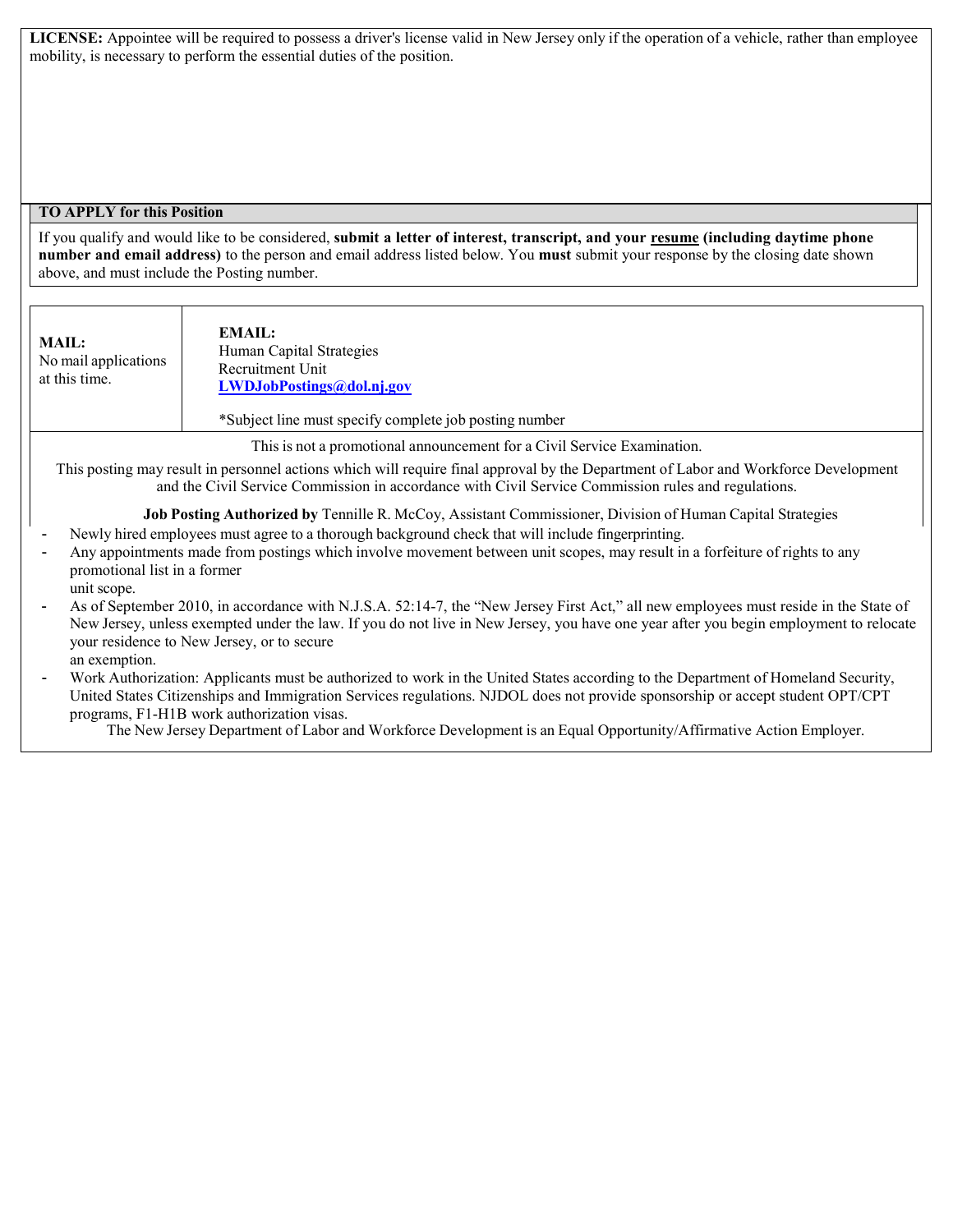**LICENSE:** Appointee will be required to possess a driver's license valid in New Jersey only if the operation of a vehicle, rather than employee mobility, is necessary to perform the essential duties of the position.

## TO APPLY for this Position

If you qualify and would like to be considered, **submit a letter of interest, transcript, and your resume (including daytime phone number and email address)** to the person and email address listed below. You **must** submit your response by the closing date shown above, and must include the Posting number.

| **MAIL:** No mail applications at this time. | **EMAIL:** Human Capital Strategies Recruitment Unit **LWDJobPostings@dol.nj.gov** *Subject line must specify complete job posting number |
|---|---|

This is not a promotional announcement for a Civil Service Examination.

This posting may result in personnel actions which will require final approval by the Department of Labor and Workforce Development and the Civil Service Commission in accordance with Civil Service Commission rules and regulations.

**Job Posting Authorized by** Tennille R. McCoy, Assistant Commissioner, Division of Human Capital Strategies

- Newly hired employees must agree to a thorough background check that will include fingerprinting.
- Any appointments made from postings which involve movement between unit scopes, may result in a forfeiture of rights to any promotional list in a former unit scope.
- As of September 2010, in accordance with N.J.S.A. 52:14-7, the "New Jersey First Act," all new employees must reside in the State of New Jersey, unless exempted under the law. If you do not live in New Jersey, you have one year after you begin employment to relocate your residence to New Jersey, or to secure an exemption.
- Work Authorization: Applicants must be authorized to work in the United States according to the Department of Homeland Security, United States Citizenships and Immigration Services regulations. NJDOL does not provide sponsorship or accept student OPT/CPT programs, F1-H1B work authorization visas.

The New Jersey Department of Labor and Workforce Development is an Equal Opportunity/Affirmative Action Employer.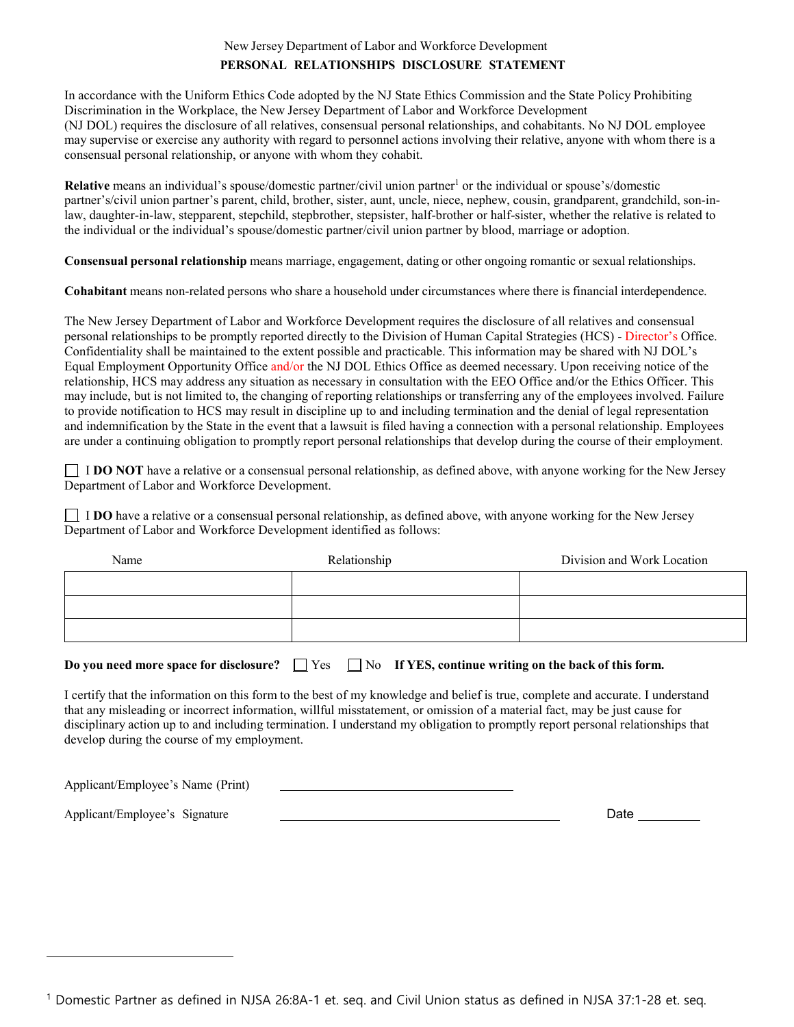New Jersey Department of Labor and Workforce Development

**PERSONAL RELATIONSHIPS DISCLOSURE STATEMENT**

In accordance with the Uniform Ethics Code adopted by the NJ State Ethics Commission and the State Policy Prohibiting Discrimination in the Workplace, the New Jersey Department of Labor and Workforce Development (NJ DOL) requires the disclosure of all relatives, consensual personal relationships, and cohabitants. No NJ DOL employee may supervise or exercise any authority with regard to personnel actions involving their relative, anyone with whom there is a consensual personal relationship, or anyone with whom they cohabit.

**Relative** means an individual's spouse/domestic partner/civil union partner[1] or the individual or spouse's/domestic partner's/civil union partner's parent, child, brother, sister, aunt, uncle, niece, nephew, cousin, grandparent, grandchild, son-in-law, daughter-in-law, stepparent, stepchild, stepbrother, stepsister, half-brother or half-sister, whether the relative is related to the individual or the individual's spouse/domestic partner/civil union partner by blood, marriage or adoption.

**Consensual personal relationship** means marriage, engagement, dating or other ongoing romantic or sexual relationships.

**Cohabitant** means non-related persons who share a household under circumstances where there is financial interdependence.

The New Jersey Department of Labor and Workforce Development requires the disclosure of all relatives and consensual personal relationships to be promptly reported directly to the Division of Human Capital Strategies (HCS) - Director's Office. Confidentiality shall be maintained to the extent possible and practicable. This information may be shared with NJ DOL's Equal Employment Opportunity Office and/or the NJ DOL Ethics Office as deemed necessary. Upon receiving notice of the relationship, HCS may address any situation as necessary in consultation with the EEO Office and/or the Ethics Officer. This may include, but is not limited to, the changing of reporting relationships or transferring any of the employees involved. Failure to provide notification to HCS may result in discipline up to and including termination and the denial of legal representation and indemnification by the State in the event that a lawsuit is filed having a connection with a personal relationship. Employees are under a continuing obligation to promptly report personal relationships that develop during the course of their employment.

☐ I **DO NOT** have a relative or a consensual personal relationship, as defined above, with anyone working for the New Jersey Department of Labor and Workforce Development.

☐ I **DO** have a relative or a consensual personal relationship, as defined above, with anyone working for the New Jersey Department of Labor and Workforce Development identified as follows:

| Name | Relationship | Division and Work Location |
|---|---|---|
| | | |
| | | |
| | | |

**Do you need more space for disclosure?** ☐ Yes ☐ No **If YES, continue writing on the back of this form.**

I certify that the information on this form to the best of my knowledge and belief is true, complete and accurate. I understand that any misleading or incorrect information, willful misstatement, or omission of a material fact, may be just cause for disciplinary action up to and including termination. I understand my obligation to promptly report personal relationships that develop during the course of my employment.

Applicant/Employee's Name (Print) ______________________________

Applicant/Employee's Signature ______________________________ Date __________

[1] Domestic Partner as defined in NJSA 26:8A-1 et. seq. and Civil Union status as defined in NJSA 37:1-28 et. seq.